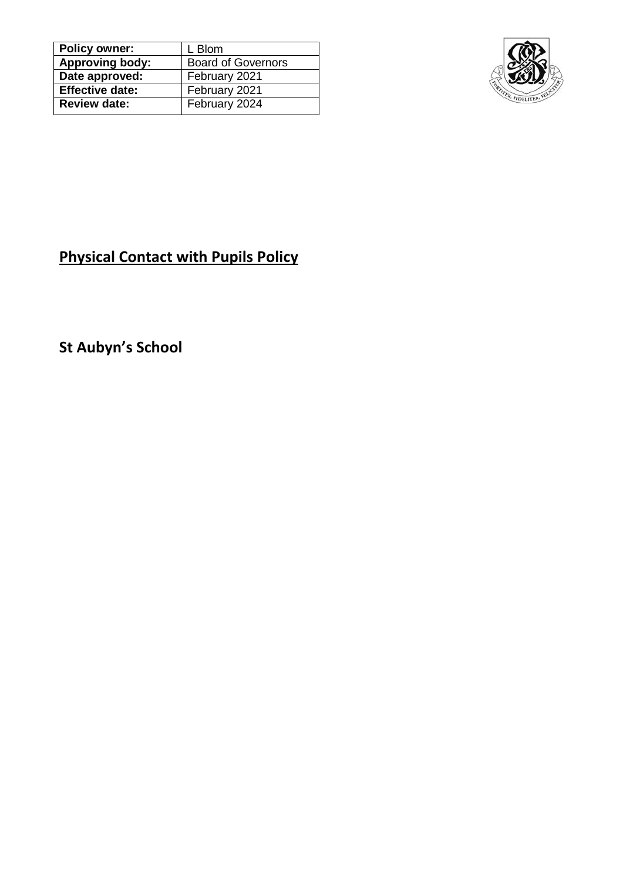| Policy owner: | L Blom |
|---|---|
| Approving body: | Board of Governors |
| Date approved: | February 2021 |
| Effective date: | February 2021 |
| Review date: | February 2024 |

# Physical Contact with Pupils Policy

## St Aubyn's School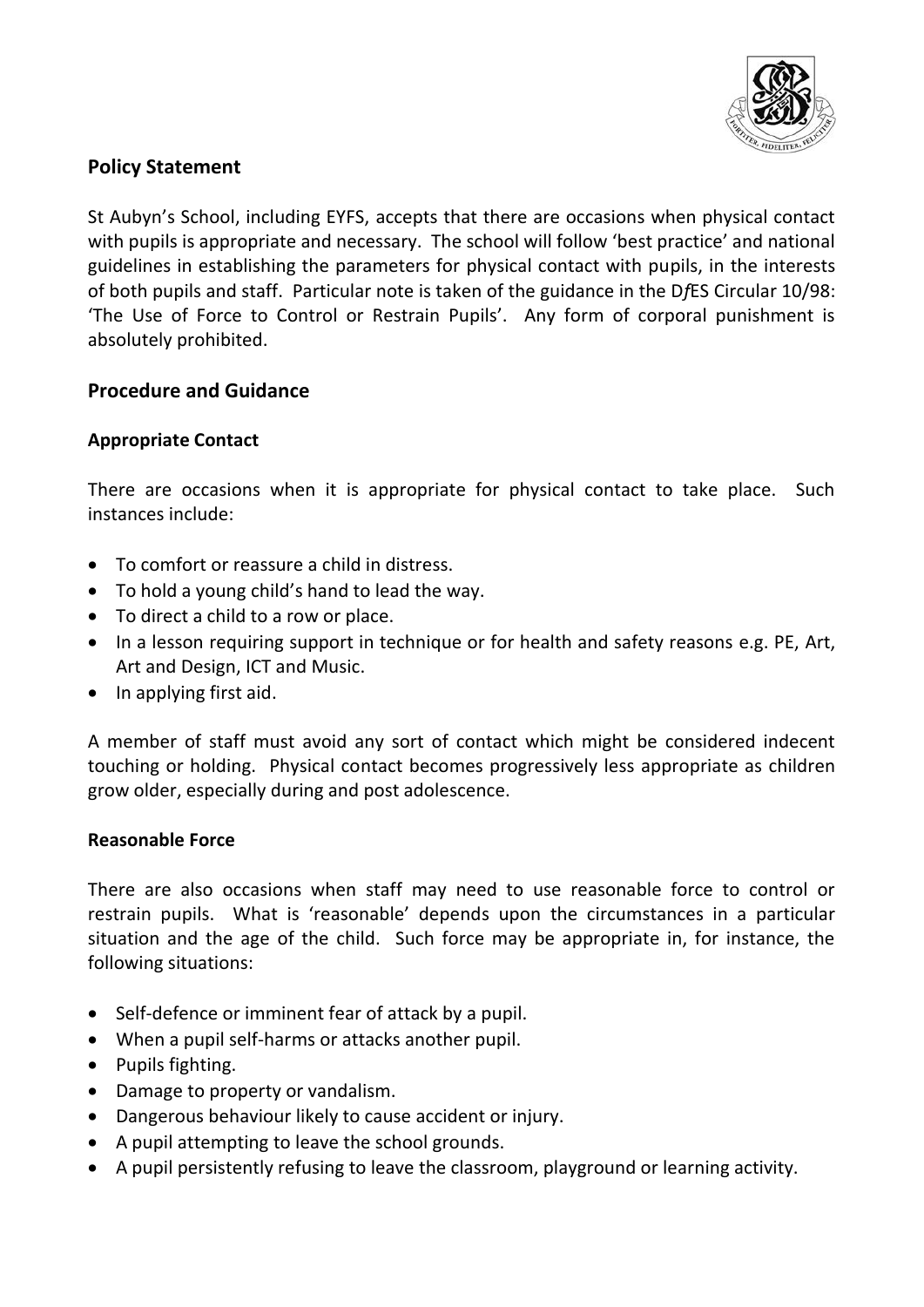## Policy Statement

St Aubyn's School, including EYFS, accepts that there are occasions when physical contact with pupils is appropriate and necessary. The school will follow 'best practice' and national guidelines in establishing the parameters for physical contact with pupils, in the interests of both pupils and staff. Particular note is taken of the guidance in the D*f*ES Circular 10/98: 'The Use of Force to Control or Restrain Pupils'. Any form of corporal punishment is absolutely prohibited.

## Procedure and Guidance

### Appropriate Contact

There are occasions when it is appropriate for physical contact to take place. Such instances include:

- To comfort or reassure a child in distress.
- To hold a young child's hand to lead the way.
- To direct a child to a row or place.
- In a lesson requiring support in technique or for health and safety reasons e.g. PE, Art, Art and Design, ICT and Music.
- In applying first aid.

A member of staff must avoid any sort of contact which might be considered indecent touching or holding. Physical contact becomes progressively less appropriate as children grow older, especially during and post adolescence.

### Reasonable Force

There are also occasions when staff may need to use reasonable force to control or restrain pupils. What is 'reasonable' depends upon the circumstances in a particular situation and the age of the child. Such force may be appropriate in, for instance, the following situations:

- Self-defence or imminent fear of attack by a pupil.
- When a pupil self-harms or attacks another pupil.
- Pupils fighting.
- Damage to property or vandalism.
- Dangerous behaviour likely to cause accident or injury.
- A pupil attempting to leave the school grounds.
- A pupil persistently refusing to leave the classroom, playground or learning activity.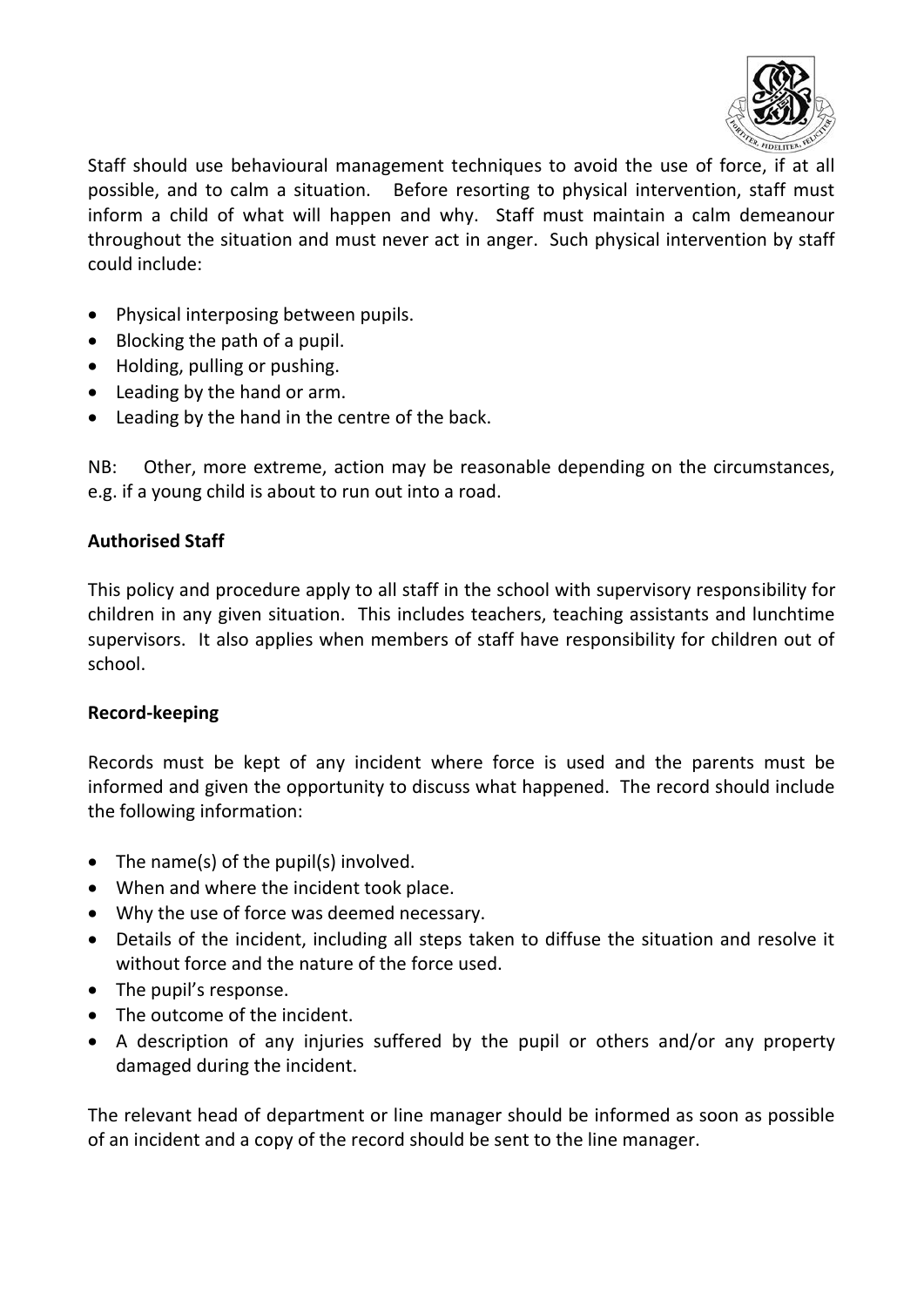Staff should use behavioural management techniques to avoid the use of force, if at all possible, and to calm a situation. Before resorting to physical intervention, staff must inform a child of what will happen and why. Staff must maintain a calm demeanour throughout the situation and must never act in anger. Such physical intervention by staff could include:

- Physical interposing between pupils.
- Blocking the path of a pupil.
- Holding, pulling or pushing.
- Leading by the hand or arm.
- Leading by the hand in the centre of the back.

NB: Other, more extreme, action may be reasonable depending on the circumstances, e.g. if a young child is about to run out into a road.

**Authorised Staff**

This policy and procedure apply to all staff in the school with supervisory responsibility for children in any given situation. This includes teachers, teaching assistants and lunchtime supervisors. It also applies when members of staff have responsibility for children out of school.

**Record-keeping**

Records must be kept of any incident where force is used and the parents must be informed and given the opportunity to discuss what happened. The record should include the following information:

- The name(s) of the pupil(s) involved.
- When and where the incident took place.
- Why the use of force was deemed necessary.
- Details of the incident, including all steps taken to diffuse the situation and resolve it without force and the nature of the force used.
- The pupil's response.
- The outcome of the incident.
- A description of any injuries suffered by the pupil or others and/or any property damaged during the incident.

The relevant head of department or line manager should be informed as soon as possible of an incident and a copy of the record should be sent to the line manager.